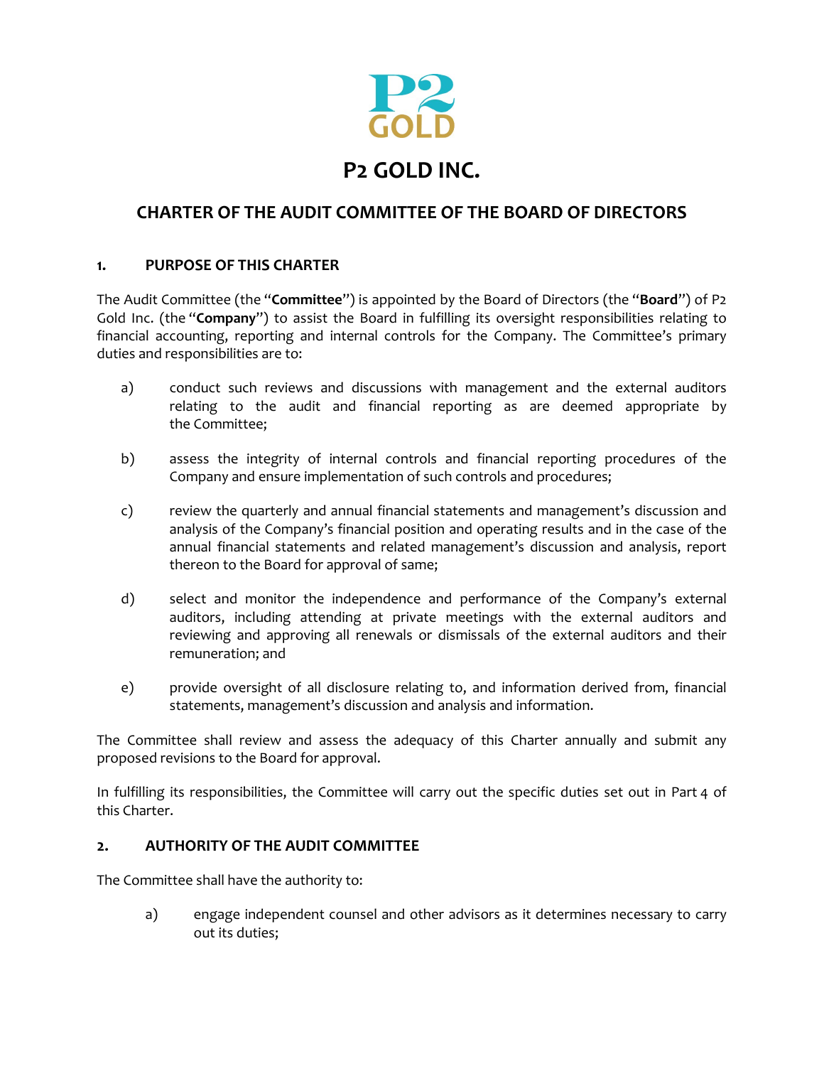# P2 GOLD INC.

## CHARTER OF THE AUDIT COMMITTEE OF THE BOARD OF DIRECTORS

### 1. PURPOSE OF THIS CHARTER

The Audit Committee (the "**Committee**") is appointed by the Board of Directors (the "**Board**") of P2 Gold Inc. (the "**Company**") to assist the Board in fulfilling its oversight responsibilities relating to financial accounting, reporting and internal controls for the Company. The Committee's primary duties and responsibilities are to:

a) conduct such reviews and discussions with management and the external auditors relating to the audit and financial reporting as are deemed appropriate by the Committee;

b) assess the integrity of internal controls and financial reporting procedures of the Company and ensure implementation of such controls and procedures;

c) review the quarterly and annual financial statements and management's discussion and analysis of the Company's financial position and operating results and in the case of the annual financial statements and related management's discussion and analysis, report thereon to the Board for approval of same;

d) select and monitor the independence and performance of the Company's external auditors, including attending at private meetings with the external auditors and reviewing and approving all renewals or dismissals of the external auditors and their remuneration; and

e) provide oversight of all disclosure relating to, and information derived from, financial statements, management's discussion and analysis and information.

The Committee shall review and assess the adequacy of this Charter annually and submit any proposed revisions to the Board for approval.

In fulfilling its responsibilities, the Committee will carry out the specific duties set out in Part 4 of this Charter.

### 2. AUTHORITY OF THE AUDIT COMMITTEE

The Committee shall have the authority to:

a) engage independent counsel and other advisors as it determines necessary to carry out its duties;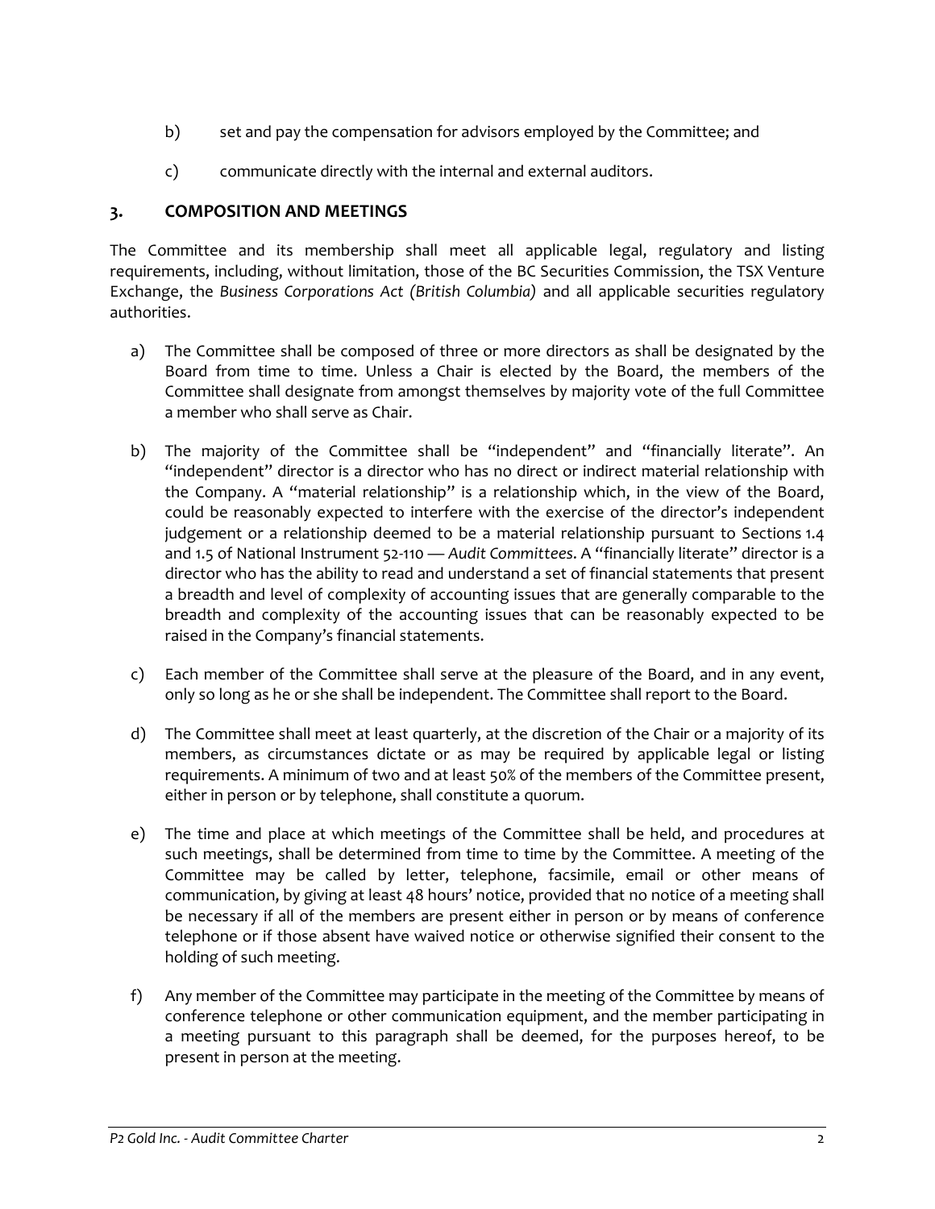b) set and pay the compensation for advisors employed by the Committee; and

c) communicate directly with the internal and external auditors.

## 3. COMPOSITION AND MEETINGS

The Committee and its membership shall meet all applicable legal, regulatory and listing requirements, including, without limitation, those of the BC Securities Commission, the TSX Venture Exchange, the *Business Corporations Act (British Columbia)* and all applicable securities regulatory authorities.

a) The Committee shall be composed of three or more directors as shall be designated by the Board from time to time. Unless a Chair is elected by the Board, the members of the Committee shall designate from amongst themselves by majority vote of the full Committee a member who shall serve as Chair.

b) The majority of the Committee shall be "independent" and "financially literate". An "independent" director is a director who has no direct or indirect material relationship with the Company. A "material relationship" is a relationship which, in the view of the Board, could be reasonably expected to interfere with the exercise of the director's independent judgement or a relationship deemed to be a material relationship pursuant to Sections 1.4 and 1.5 of National Instrument 52-110 — *Audit Committees*. A "financially literate" director is a director who has the ability to read and understand a set of financial statements that present a breadth and level of complexity of accounting issues that are generally comparable to the breadth and complexity of the accounting issues that can be reasonably expected to be raised in the Company's financial statements.

c) Each member of the Committee shall serve at the pleasure of the Board, and in any event, only so long as he or she shall be independent. The Committee shall report to the Board.

d) The Committee shall meet at least quarterly, at the discretion of the Chair or a majority of its members, as circumstances dictate or as may be required by applicable legal or listing requirements. A minimum of two and at least 50% of the members of the Committee present, either in person or by telephone, shall constitute a quorum.

e) The time and place at which meetings of the Committee shall be held, and procedures at such meetings, shall be determined from time to time by the Committee. A meeting of the Committee may be called by letter, telephone, facsimile, email or other means of communication, by giving at least 48 hours' notice, provided that no notice of a meeting shall be necessary if all of the members are present either in person or by means of conference telephone or if those absent have waived notice or otherwise signified their consent to the holding of such meeting.

f) Any member of the Committee may participate in the meeting of the Committee by means of conference telephone or other communication equipment, and the member participating in a meeting pursuant to this paragraph shall be deemed, for the purposes hereof, to be present in person at the meeting.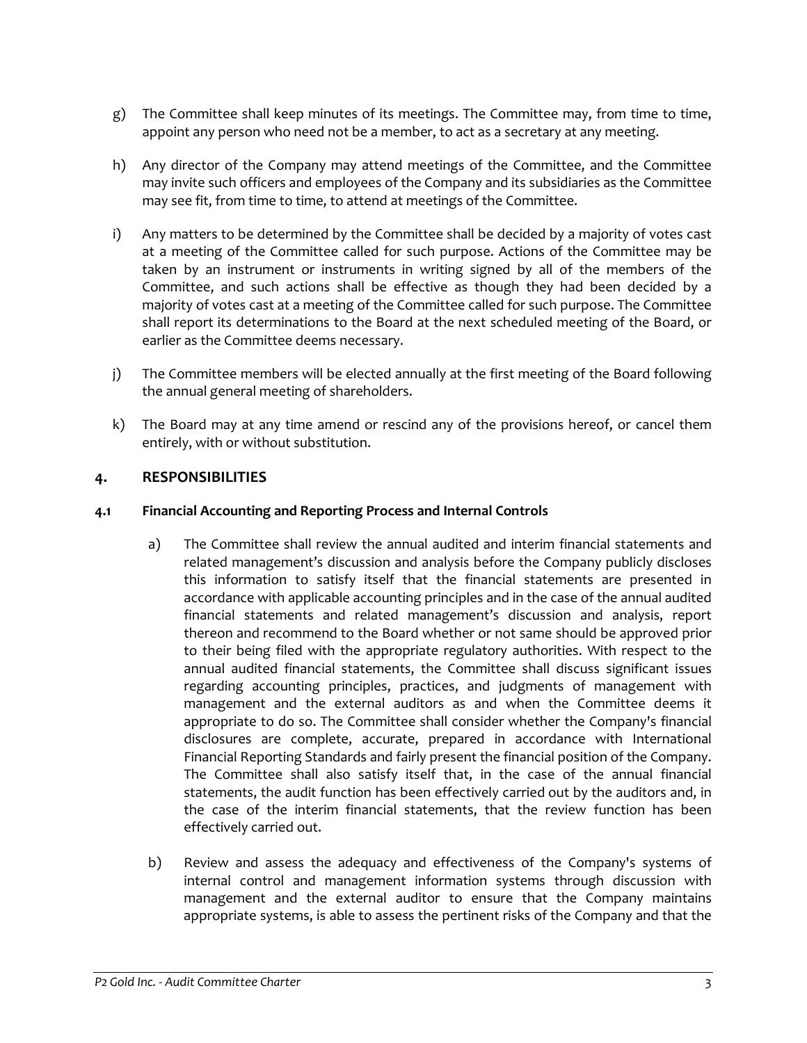g) The Committee shall keep minutes of its meetings. The Committee may, from time to time, appoint any person who need not be a member, to act as a secretary at any meeting.

h) Any director of the Company may attend meetings of the Committee, and the Committee may invite such officers and employees of the Company and its subsidiaries as the Committee may see fit, from time to time, to attend at meetings of the Committee.

i) Any matters to be determined by the Committee shall be decided by a majority of votes cast at a meeting of the Committee called for such purpose. Actions of the Committee may be taken by an instrument or instruments in writing signed by all of the members of the Committee, and such actions shall be effective as though they had been decided by a majority of votes cast at a meeting of the Committee called for such purpose. The Committee shall report its determinations to the Board at the next scheduled meeting of the Board, or earlier as the Committee deems necessary.

j) The Committee members will be elected annually at the first meeting of the Board following the annual general meeting of shareholders.

k) The Board may at any time amend or rescind any of the provisions hereof, or cancel them entirely, with or without substitution.

## 4. RESPONSIBILITIES

### 4.1 Financial Accounting and Reporting Process and Internal Controls

a) The Committee shall review the annual audited and interim financial statements and related management's discussion and analysis before the Company publicly discloses this information to satisfy itself that the financial statements are presented in accordance with applicable accounting principles and in the case of the annual audited financial statements and related management's discussion and analysis, report thereon and recommend to the Board whether or not same should be approved prior to their being filed with the appropriate regulatory authorities. With respect to the annual audited financial statements, the Committee shall discuss significant issues regarding accounting principles, practices, and judgments of management with management and the external auditors as and when the Committee deems it appropriate to do so. The Committee shall consider whether the Company's financial disclosures are complete, accurate, prepared in accordance with International Financial Reporting Standards and fairly present the financial position of the Company. The Committee shall also satisfy itself that, in the case of the annual financial statements, the audit function has been effectively carried out by the auditors and, in the case of the interim financial statements, that the review function has been effectively carried out.

b) Review and assess the adequacy and effectiveness of the Company's systems of internal control and management information systems through discussion with management and the external auditor to ensure that the Company maintains appropriate systems, is able to assess the pertinent risks of the Company and that the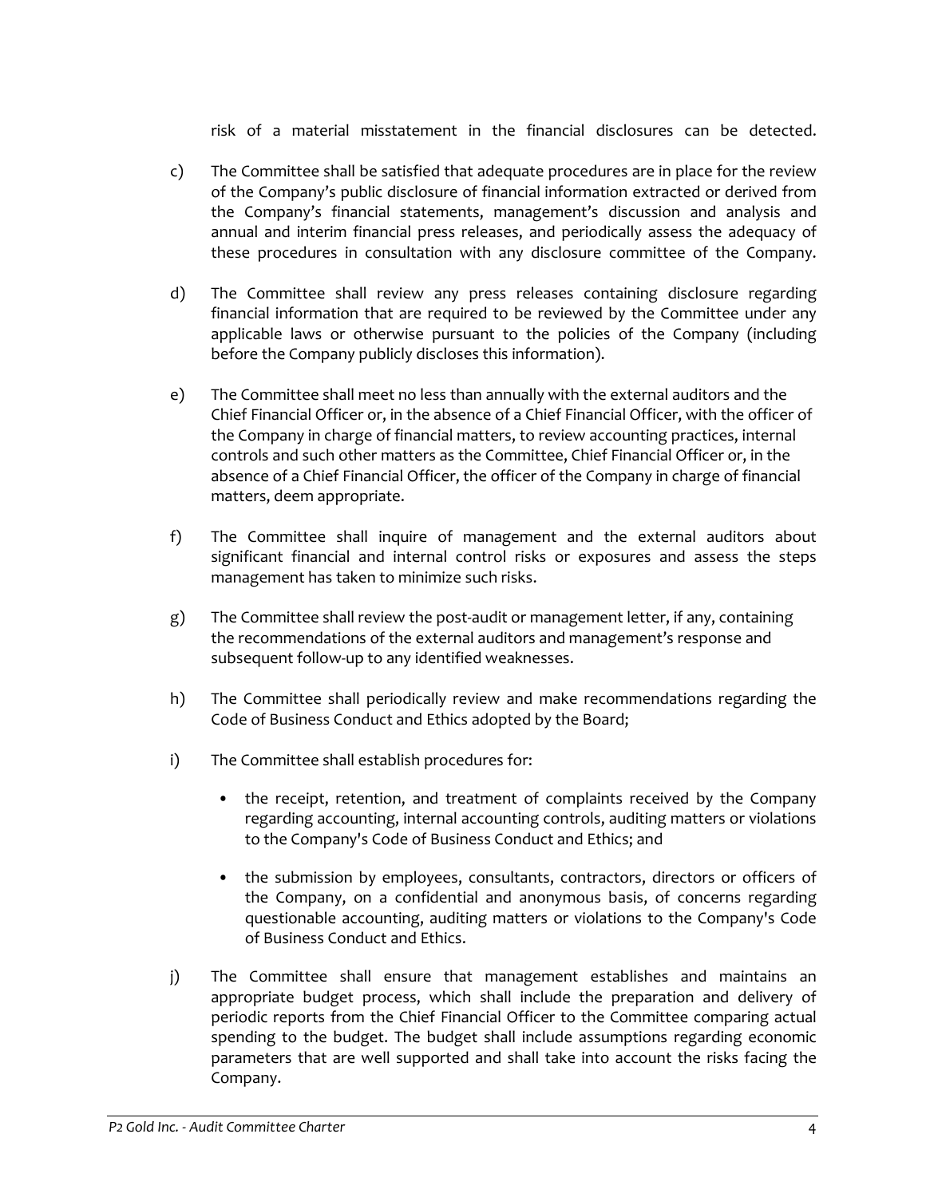risk of a material misstatement in the financial disclosures can be detected.

c) The Committee shall be satisfied that adequate procedures are in place for the review of the Company's public disclosure of financial information extracted or derived from the Company's financial statements, management's discussion and analysis and annual and interim financial press releases, and periodically assess the adequacy of these procedures in consultation with any disclosure committee of the Company.

d) The Committee shall review any press releases containing disclosure regarding financial information that are required to be reviewed by the Committee under any applicable laws or otherwise pursuant to the policies of the Company (including before the Company publicly discloses this information).

e) The Committee shall meet no less than annually with the external auditors and the Chief Financial Officer or, in the absence of a Chief Financial Officer, with the officer of the Company in charge of financial matters, to review accounting practices, internal controls and such other matters as the Committee, Chief Financial Officer or, in the absence of a Chief Financial Officer, the officer of the Company in charge of financial matters, deem appropriate.

f) The Committee shall inquire of management and the external auditors about significant financial and internal control risks or exposures and assess the steps management has taken to minimize such risks.

g) The Committee shall review the post-audit or management letter, if any, containing the recommendations of the external auditors and management's response and subsequent follow-up to any identified weaknesses.

h) The Committee shall periodically review and make recommendations regarding the Code of Business Conduct and Ethics adopted by the Board;

i) The Committee shall establish procedures for:

   - the receipt, retention, and treatment of complaints received by the Company regarding accounting, internal accounting controls, auditing matters or violations to the Company's Code of Business Conduct and Ethics; and

   - the submission by employees, consultants, contractors, directors or officers of the Company, on a confidential and anonymous basis, of concerns regarding questionable accounting, auditing matters or violations to the Company's Code of Business Conduct and Ethics.

j) The Committee shall ensure that management establishes and maintains an appropriate budget process, which shall include the preparation and delivery of periodic reports from the Chief Financial Officer to the Committee comparing actual spending to the budget. The budget shall include assumptions regarding economic parameters that are well supported and shall take into account the risks facing the Company.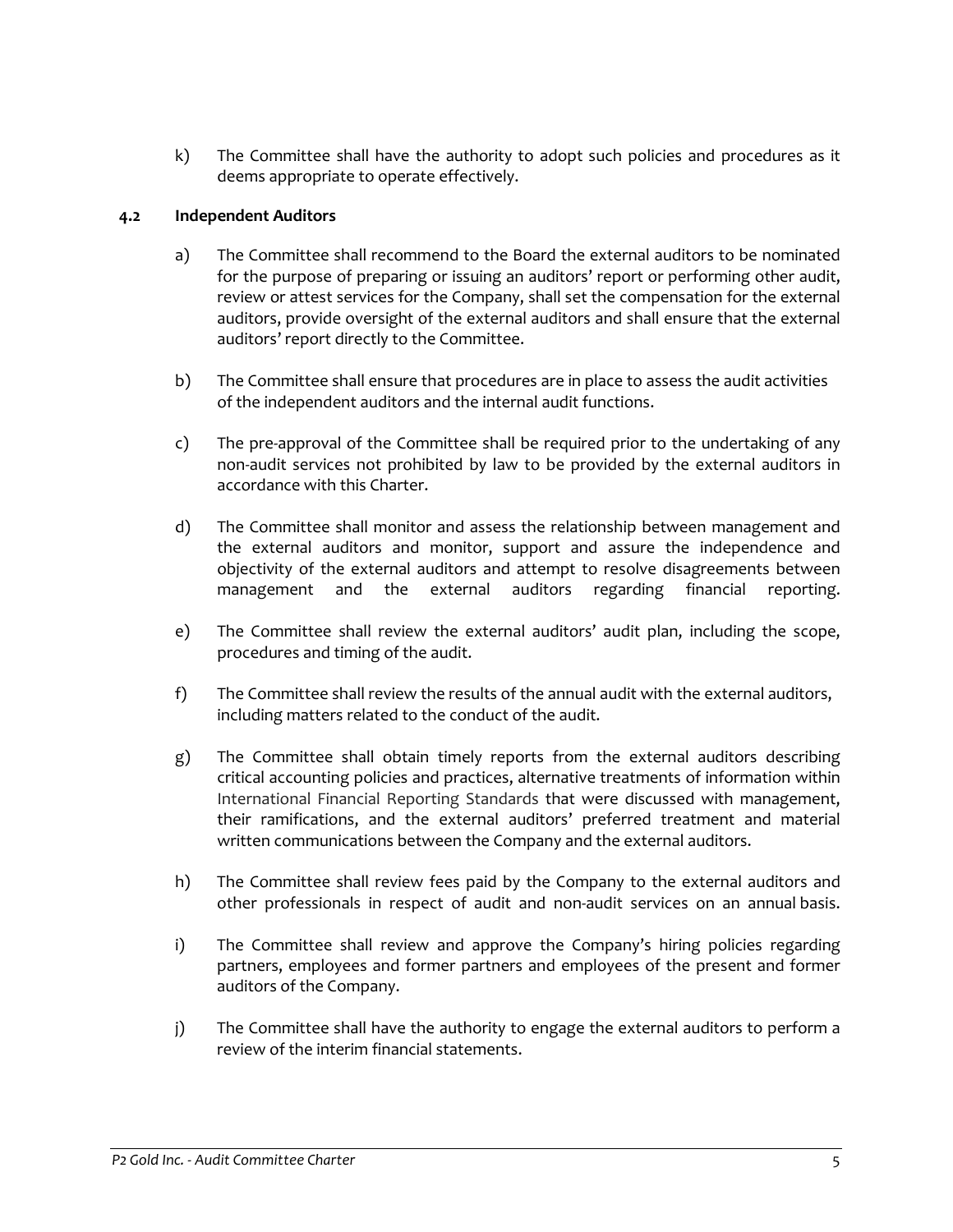k) The Committee shall have the authority to adopt such policies and procedures as it deems appropriate to operate effectively.

### 4.2 Independent Auditors

a) The Committee shall recommend to the Board the external auditors to be nominated for the purpose of preparing or issuing an auditors' report or performing other audit, review or attest services for the Company, shall set the compensation for the external auditors, provide oversight of the external auditors and shall ensure that the external auditors' report directly to the Committee.

b) The Committee shall ensure that procedures are in place to assess the audit activities of the independent auditors and the internal audit functions.

c) The pre-approval of the Committee shall be required prior to the undertaking of any non-audit services not prohibited by law to be provided by the external auditors in accordance with this Charter.

d) The Committee shall monitor and assess the relationship between management and the external auditors and monitor, support and assure the independence and objectivity of the external auditors and attempt to resolve disagreements between management and the external auditors regarding financial reporting.

e) The Committee shall review the external auditors' audit plan, including the scope, procedures and timing of the audit.

f) The Committee shall review the results of the annual audit with the external auditors, including matters related to the conduct of the audit.

g) The Committee shall obtain timely reports from the external auditors describing critical accounting policies and practices, alternative treatments of information within International Financial Reporting Standards that were discussed with management, their ramifications, and the external auditors' preferred treatment and material written communications between the Company and the external auditors.

h) The Committee shall review fees paid by the Company to the external auditors and other professionals in respect of audit and non-audit services on an annual basis.

i) The Committee shall review and approve the Company's hiring policies regarding partners, employees and former partners and employees of the present and former auditors of the Company.

j) The Committee shall have the authority to engage the external auditors to perform a review of the interim financial statements.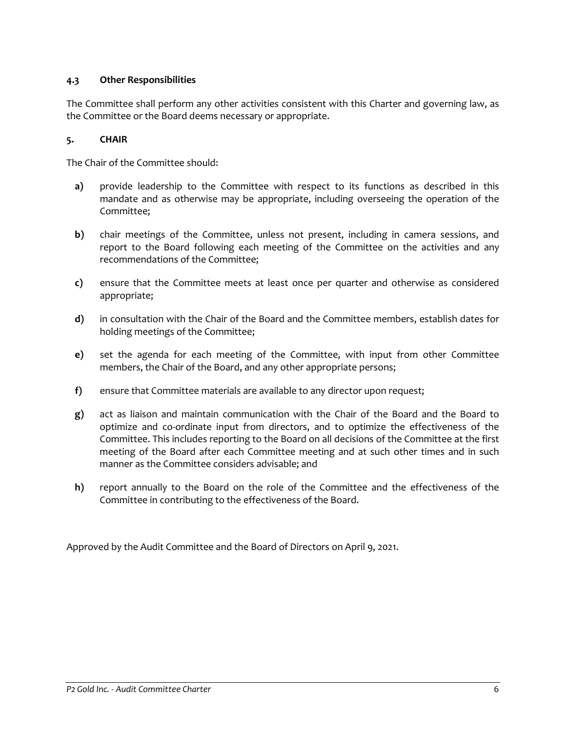### 4.3 Other Responsibilities

The Committee shall perform any other activities consistent with this Charter and governing law, as the Committee or the Board deems necessary or appropriate.

## 5. CHAIR

The Chair of the Committee should:

- **a)** provide leadership to the Committee with respect to its functions as described in this mandate and as otherwise may be appropriate, including overseeing the operation of the Committee;
- **b)** chair meetings of the Committee, unless not present, including in camera sessions, and report to the Board following each meeting of the Committee on the activities and any recommendations of the Committee;
- **c)** ensure that the Committee meets at least once per quarter and otherwise as considered appropriate;
- **d)** in consultation with the Chair of the Board and the Committee members, establish dates for holding meetings of the Committee;
- **e)** set the agenda for each meeting of the Committee, with input from other Committee members, the Chair of the Board, and any other appropriate persons;
- **f)** ensure that Committee materials are available to any director upon request;
- **g)** act as liaison and maintain communication with the Chair of the Board and the Board to optimize and co-ordinate input from directors, and to optimize the effectiveness of the Committee. This includes reporting to the Board on all decisions of the Committee at the first meeting of the Board after each Committee meeting and at such other times and in such manner as the Committee considers advisable; and
- **h)** report annually to the Board on the role of the Committee and the effectiveness of the Committee in contributing to the effectiveness of the Board.

Approved by the Audit Committee and the Board of Directors on April 9, 2021.